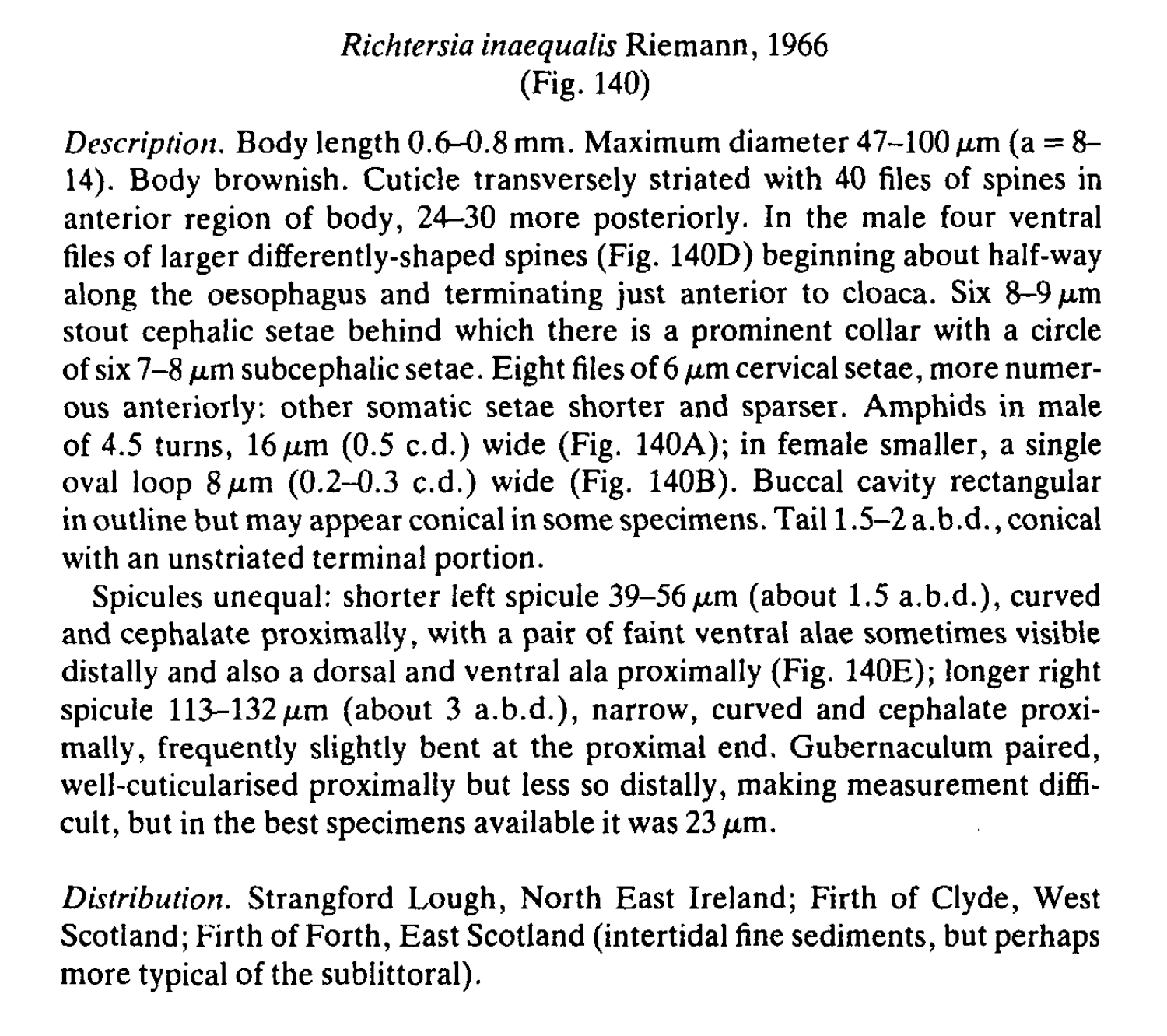## *Richtersia inaequalis* Riemann, 1966
(Fig. 140)

*Description.* Body length 0.6–0.8 mm. Maximum diameter 47–100 μm (a = 8–14). Body brownish. Cuticle transversely striated with 40 files of spines in anterior region of body, 24–30 more posteriorly. In the male four ventral files of larger differently-shaped spines (Fig. 140D) beginning about half-way along the oesophagus and terminating just anterior to cloaca. Six 8–9 μm stout cephalic setae behind which there is a prominent collar with a circle of six 7–8 μm subcephalic setae. Eight files of 6 μm cervical setae, more numerous anteriorly: other somatic setae shorter and sparser. Amphids in male of 4.5 turns, 16 μm (0.5 c.d.) wide (Fig. 140A); in female smaller, a single oval loop 8 μm (0.2–0.3 c.d.) wide (Fig. 140B). Buccal cavity rectangular in outline but may appear conical in some specimens. Tail 1.5–2 a.b.d., conical with an unstriated terminal portion.

Spicules unequal: shorter left spicule 39–56 μm (about 1.5 a.b.d.), curved and cephalate proximally, with a pair of faint ventral alae sometimes visible distally and also a dorsal and ventral ala proximally (Fig. 140E); longer right spicule 113–132 μm (about 3 a.b.d.), narrow, curved and cephalate proximally, frequently slightly bent at the proximal end. Gubernaculum paired, well-cuticularised proximally but less so distally, making measurement difficult, but in the best specimens available it was 23 μm.

*Distribution.* Strangford Lough, North East Ireland; Firth of Clyde, West Scotland; Firth of Forth, East Scotland (intertidal fine sediments, but perhaps more typical of the sublittoral).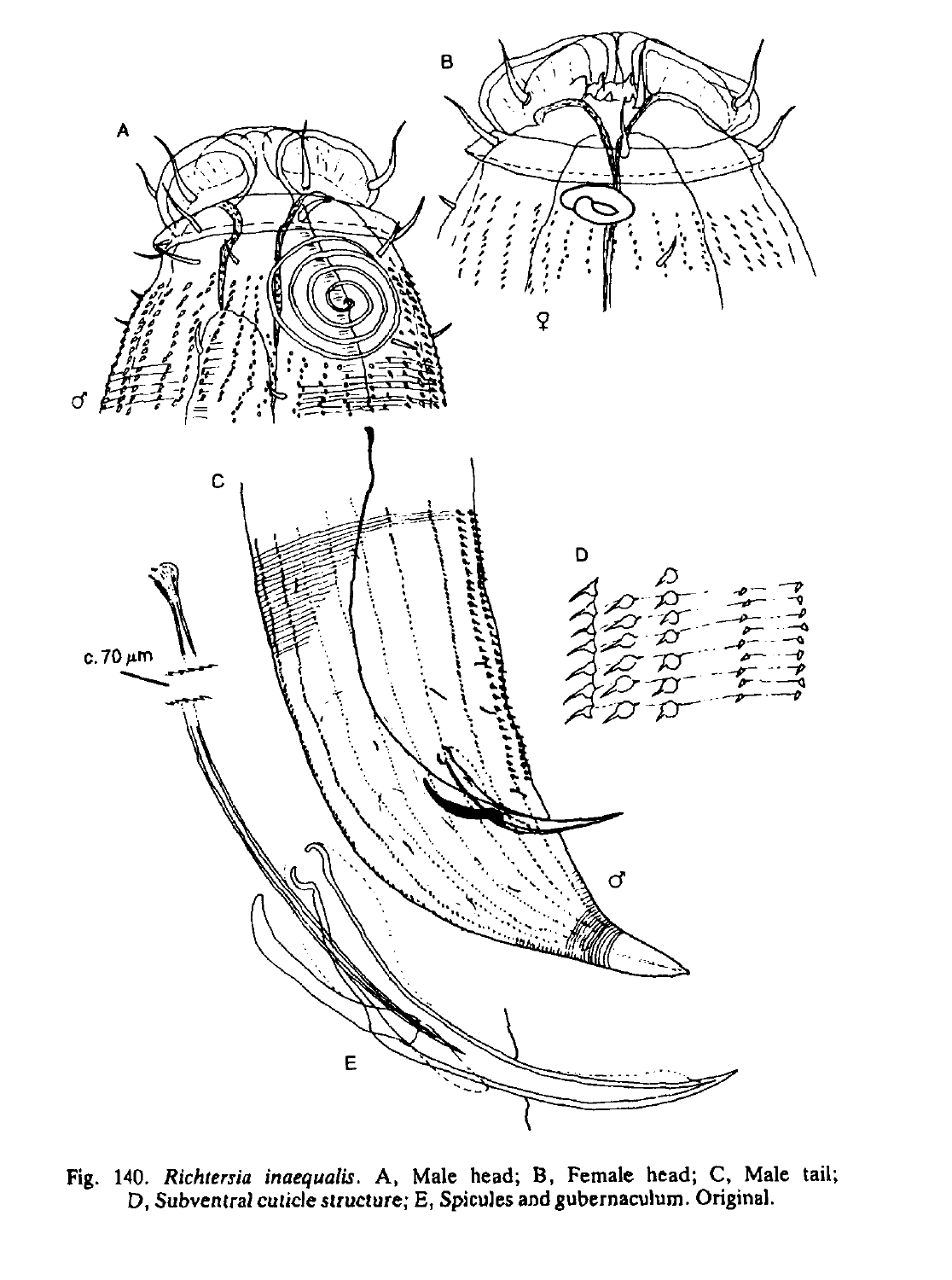A

B

♂

♀

C

D

c. 70 μm

♂

E

Fig. 140. *Richtersia inaequalis*. A, Male head; B, Female head; C, Male tail; D, Subventral cuticle structure; E, Spicules and gubernaculum. Original.